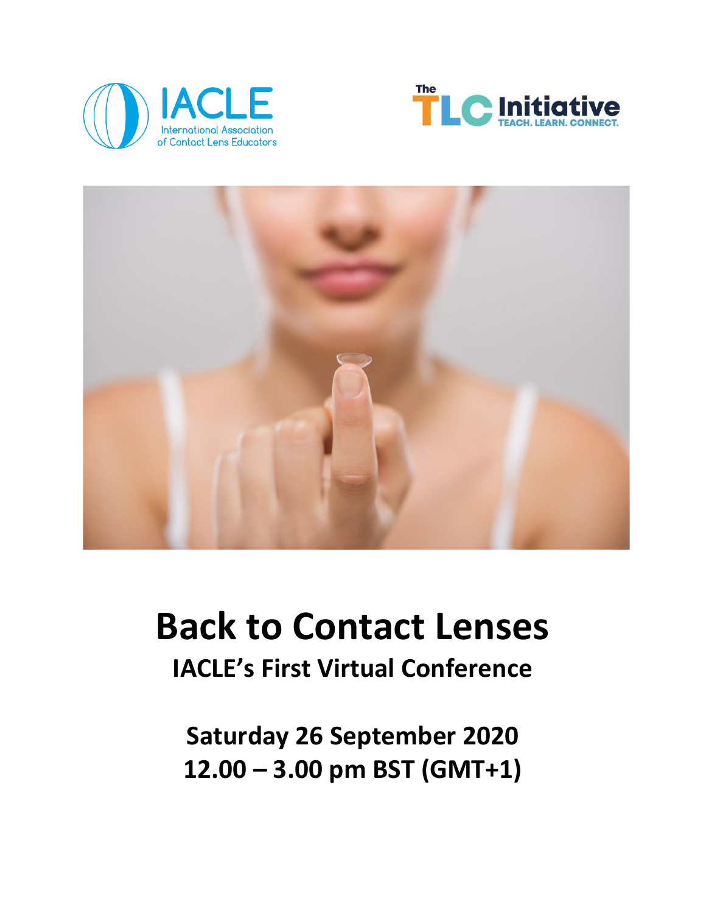IACLE
International Association of Contact Lens Educators

The TLC Initiative
TEACH. LEARN. CONNECT.

# Back to Contact Lenses

## IACLE's First Virtual Conference

**Saturday 26 September 2020**
**12.00 – 3.00 pm BST (GMT+1)**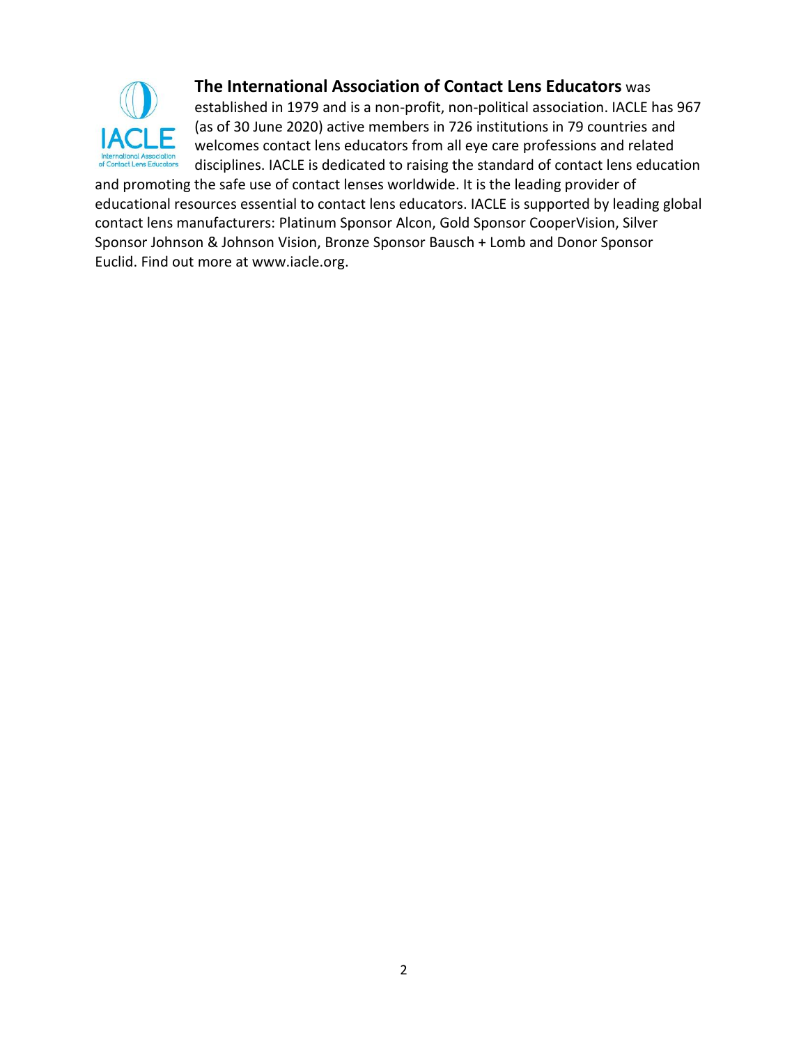**The International Association of Contact Lens Educators** was established in 1979 and is a non-profit, non-political association. IACLE has 967 (as of 30 June 2020) active members in 726 institutions in 79 countries and welcomes contact lens educators from all eye care professions and related disciplines. IACLE is dedicated to raising the standard of contact lens education and promoting the safe use of contact lenses worldwide. It is the leading provider of educational resources essential to contact lens educators. IACLE is supported by leading global contact lens manufacturers: Platinum Sponsor Alcon, Gold Sponsor CooperVision, Silver Sponsor Johnson & Johnson Vision, Bronze Sponsor Bausch + Lomb and Donor Sponsor Euclid. Find out more at www.iacle.org.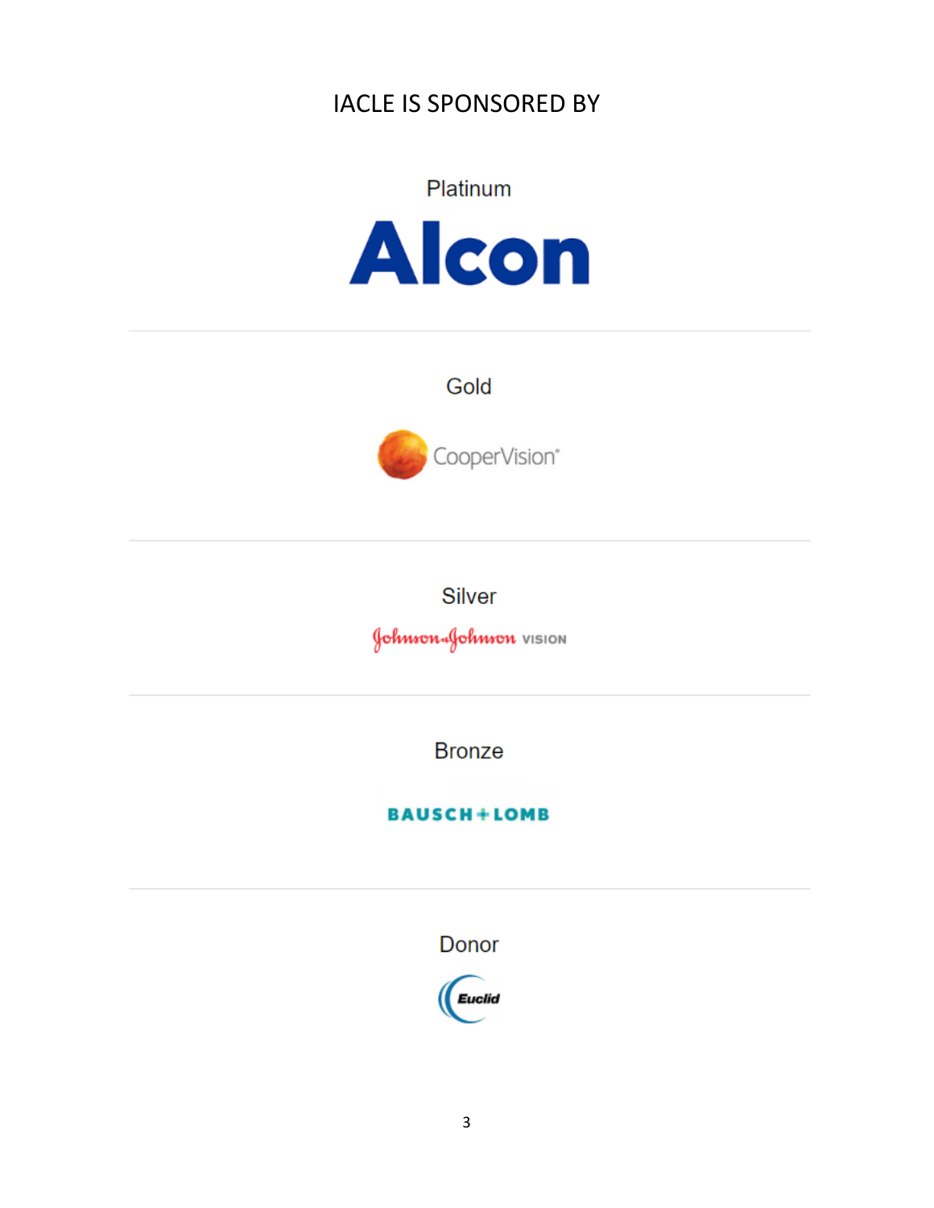# IACLE IS SPONSORED BY

## Platinum

Alcon

---

## Gold

CooperVision

---

## Silver

Johnson & Johnson VISION

---

## Bronze

BAUSCH + LOMB

---

## Donor

Euclid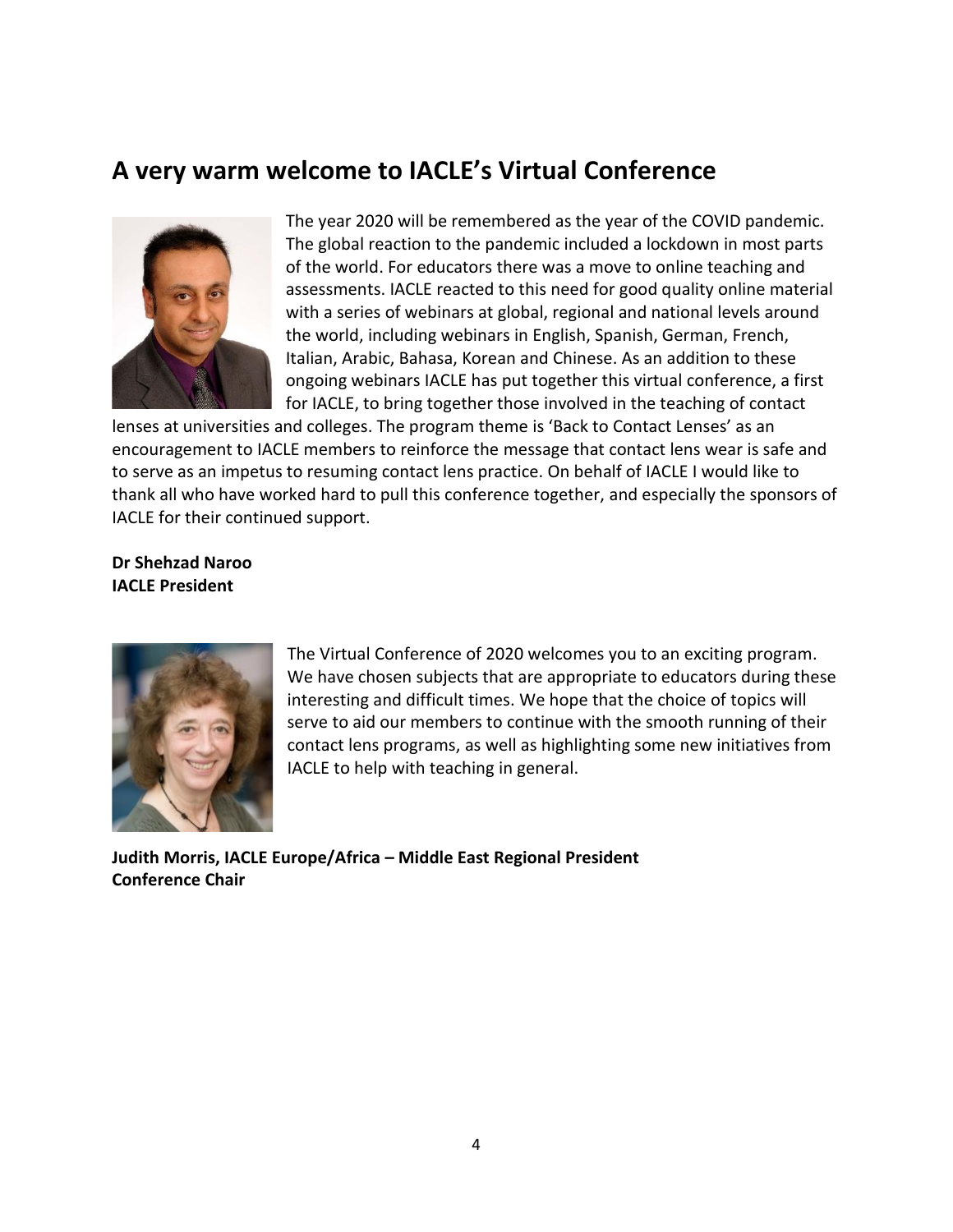## A very warm welcome to IACLE's Virtual Conference

The year 2020 will be remembered as the year of the COVID pandemic. The global reaction to the pandemic included a lockdown in most parts of the world. For educators there was a move to online teaching and assessments. IACLE reacted to this need for good quality online material with a series of webinars at global, regional and national levels around the world, including webinars in English, Spanish, German, French, Italian, Arabic, Bahasa, Korean and Chinese. As an addition to these ongoing webinars IACLE has put together this virtual conference, a first for IACLE, to bring together those involved in the teaching of contact lenses at universities and colleges. The program theme is 'Back to Contact Lenses' as an encouragement to IACLE members to reinforce the message that contact lens wear is safe and to serve as an impetus to resuming contact lens practice. On behalf of IACLE I would like to thank all who have worked hard to pull this conference together, and especially the sponsors of IACLE for their continued support.

**Dr Shehzad Naroo**
**IACLE President**

The Virtual Conference of 2020 welcomes you to an exciting program. We have chosen subjects that are appropriate to educators during these interesting and difficult times. We hope that the choice of topics will serve to aid our members to continue with the smooth running of their contact lens programs, as well as highlighting some new initiatives from IACLE to help with teaching in general.

**Judith Morris, IACLE Europe/Africa – Middle East Regional President**
**Conference Chair**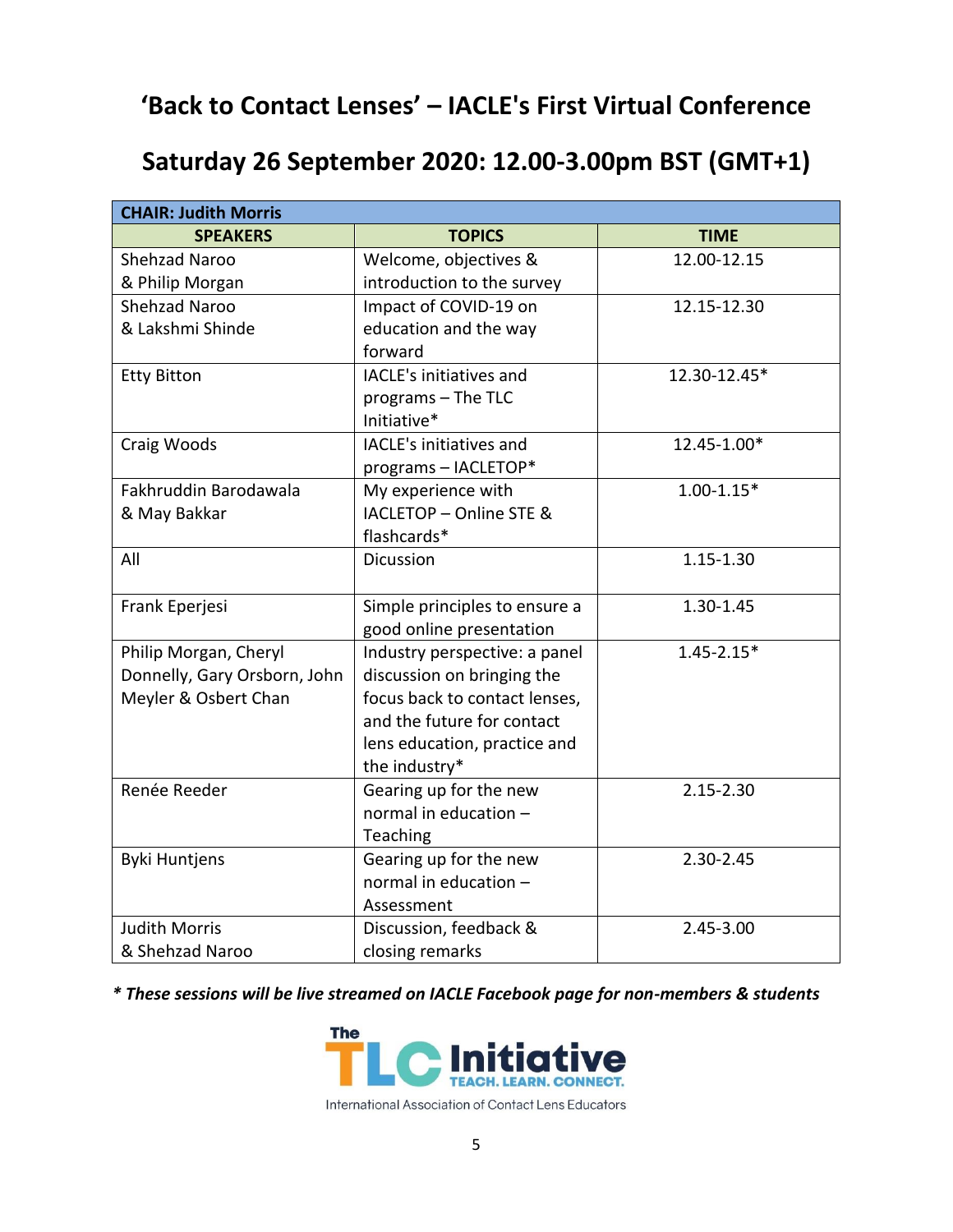# 'Back to Contact Lenses' – IACLE's First Virtual Conference

# Saturday 26 September 2020: 12.00-3.00pm BST (GMT+1)

| **CHAIR: Judith Morris** | | |
|---|---|---|
| **SPEAKERS** | **TOPICS** | **TIME** |
| Shehzad Naroo & Philip Morgan | Welcome, objectives & introduction to the survey | 12.00-12.15 |
| Shehzad Naroo & Lakshmi Shinde | Impact of COVID-19 on education and the way forward | 12.15-12.30 |
| Etty Bitton | IACLE's initiatives and programs – The TLC Initiative* | 12.30-12.45* |
| Craig Woods | IACLE's initiatives and programs – IACLETOP* | 12.45-1.00* |
| Fakhruddin Barodawala & May Bakkar | My experience with IACLETOP – Online STE & flashcards* | 1.00-1.15* |
| All | Dicussion | 1.15-1.30 |
| Frank Eperjesi | Simple principles to ensure a good online presentation | 1.30-1.45 |
| Philip Morgan, Cheryl Donnelly, Gary Orsborn, John Meyler & Osbert Chan | Industry perspective: a panel discussion on bringing the focus back to contact lenses, and the future for contact lens education, practice and the industry* | 1.45-2.15* |
| Renée Reeder | Gearing up for the new normal in education – Teaching | 2.15-2.30 |
| Byki Huntjens | Gearing up for the new normal in education – Assessment | 2.30-2.45 |
| Judith Morris & Shehzad Naroo | Discussion, feedback & closing remarks | 2.45-3.00 |

***\* These sessions will be live streamed on IACLE Facebook page for non-members & students***

The TLC Initiative
TEACH. LEARN. CONNECT.
International Association of Contact Lens Educators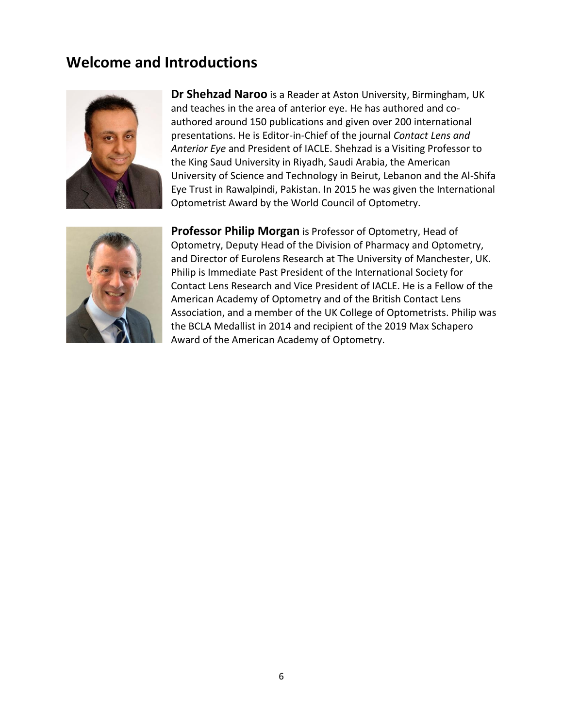## Welcome and Introductions

**Dr Shehzad Naroo** is a Reader at Aston University, Birmingham, UK and teaches in the area of anterior eye. He has authored and co-authored around 150 publications and given over 200 international presentations. He is Editor-in-Chief of the journal *Contact Lens and Anterior Eye* and President of IACLE. Shehzad is a Visiting Professor to the King Saud University in Riyadh, Saudi Arabia, the American University of Science and Technology in Beirut, Lebanon and the Al-Shifa Eye Trust in Rawalpindi, Pakistan. In 2015 he was given the International Optometrist Award by the World Council of Optometry.

**Professor Philip Morgan** is Professor of Optometry, Head of Optometry, Deputy Head of the Division of Pharmacy and Optometry, and Director of Eurolens Research at The University of Manchester, UK. Philip is Immediate Past President of the International Society for Contact Lens Research and Vice President of IACLE. He is a Fellow of the American Academy of Optometry and of the British Contact Lens Association, and a member of the UK College of Optometrists. Philip was the BCLA Medallist in 2014 and recipient of the 2019 Max Schapero Award of the American Academy of Optometry.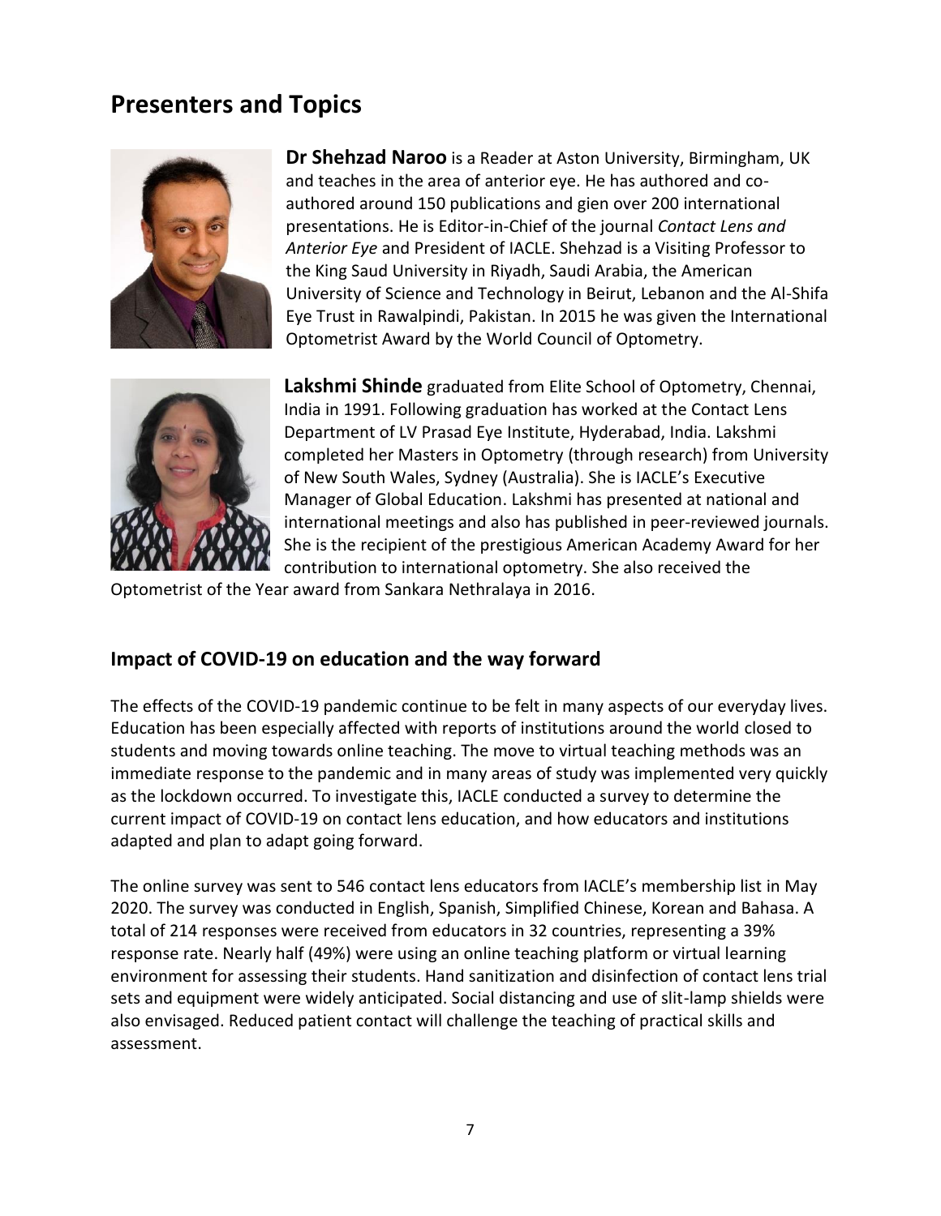# Presenters and Topics

**Dr Shehzad Naroo** is a Reader at Aston University, Birmingham, UK and teaches in the area of anterior eye. He has authored and co-authored around 150 publications and gien over 200 international presentations. He is Editor-in-Chief of the journal *Contact Lens and Anterior Eye* and President of IACLE. Shehzad is a Visiting Professor to the King Saud University in Riyadh, Saudi Arabia, the American University of Science and Technology in Beirut, Lebanon and the Al-Shifa Eye Trust in Rawalpindi, Pakistan. In 2015 he was given the International Optometrist Award by the World Council of Optometry.

**Lakshmi Shinde** graduated from Elite School of Optometry, Chennai, India in 1991. Following graduation has worked at the Contact Lens Department of LV Prasad Eye Institute, Hyderabad, India. Lakshmi completed her Masters in Optometry (through research) from University of New South Wales, Sydney (Australia). She is IACLE's Executive Manager of Global Education. Lakshmi has presented at national and international meetings and also has published in peer-reviewed journals. She is the recipient of the prestigious American Academy Award for her contribution to international optometry. She also received the Optometrist of the Year award from Sankara Nethralaya in 2016.

## Impact of COVID-19 on education and the way forward

The effects of the COVID-19 pandemic continue to be felt in many aspects of our everyday lives. Education has been especially affected with reports of institutions around the world closed to students and moving towards online teaching. The move to virtual teaching methods was an immediate response to the pandemic and in many areas of study was implemented very quickly as the lockdown occurred. To investigate this, IACLE conducted a survey to determine the current impact of COVID-19 on contact lens education, and how educators and institutions adapted and plan to adapt going forward.

The online survey was sent to 546 contact lens educators from IACLE's membership list in May 2020. The survey was conducted in English, Spanish, Simplified Chinese, Korean and Bahasa. A total of 214 responses were received from educators in 32 countries, representing a 39% response rate. Nearly half (49%) were using an online teaching platform or virtual learning environment for assessing their students. Hand sanitization and disinfection of contact lens trial sets and equipment were widely anticipated. Social distancing and use of slit-lamp shields were also envisaged. Reduced patient contact will challenge the teaching of practical skills and assessment.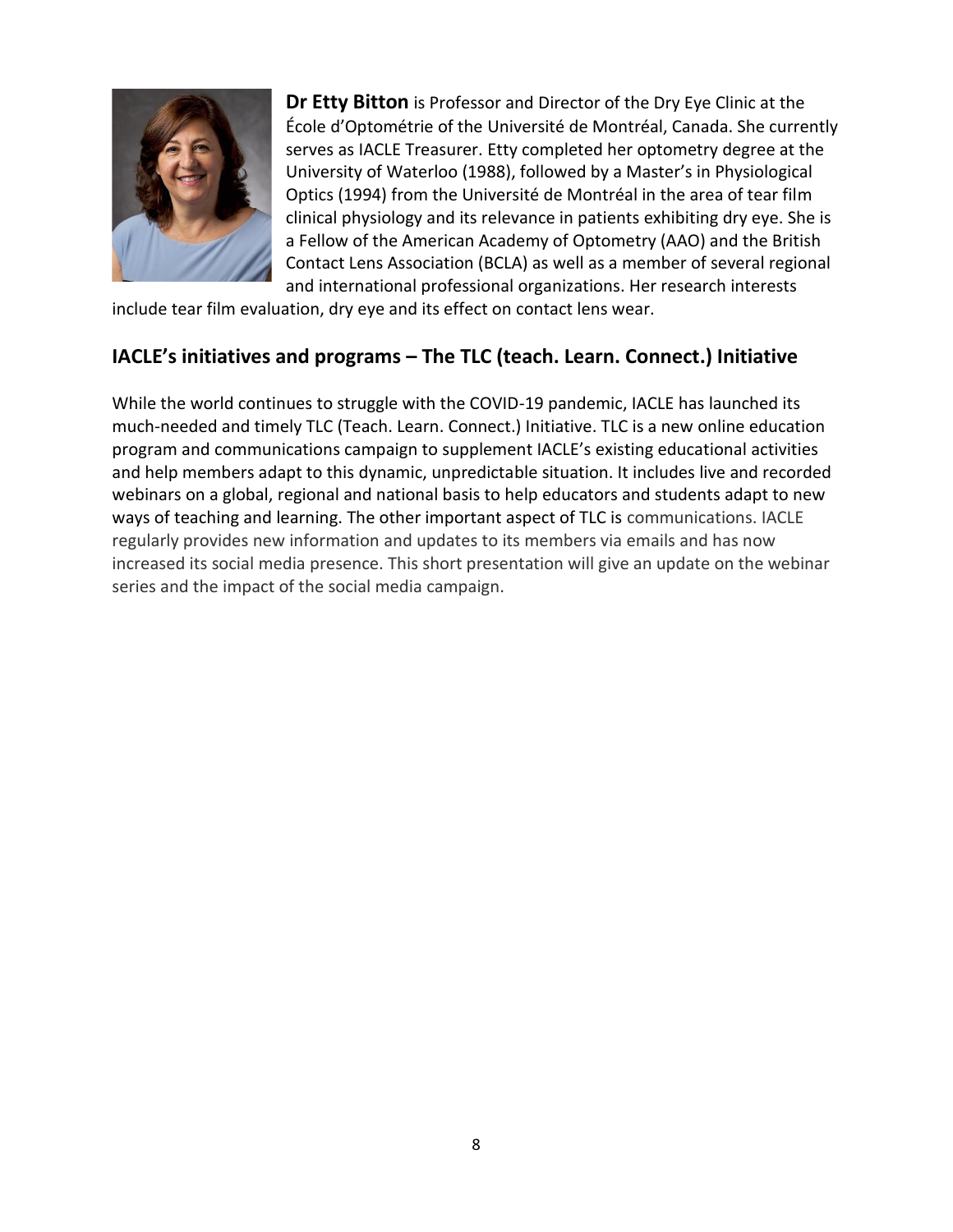**Dr Etty Bitton** is Professor and Director of the Dry Eye Clinic at the École d'Optométrie of the Université de Montréal, Canada. She currently serves as IACLE Treasurer. Etty completed her optometry degree at the University of Waterloo (1988), followed by a Master's in Physiological Optics (1994) from the Université de Montréal in the area of tear film clinical physiology and its relevance in patients exhibiting dry eye. She is a Fellow of the American Academy of Optometry (AAO) and the British Contact Lens Association (BCLA) as well as a member of several regional and international professional organizations. Her research interests include tear film evaluation, dry eye and its effect on contact lens wear.

## IACLE's initiatives and programs – The TLC (teach. Learn. Connect.) Initiative

While the world continues to struggle with the COVID-19 pandemic, IACLE has launched its much-needed and timely TLC (Teach. Learn. Connect.) Initiative. TLC is a new online education program and communications campaign to supplement IACLE's existing educational activities and help members adapt to this dynamic, unpredictable situation. It includes live and recorded webinars on a global, regional and national basis to help educators and students adapt to new ways of teaching and learning. The other important aspect of TLC is communications. IACLE regularly provides new information and updates to its members via emails and has now increased its social media presence. This short presentation will give an update on the webinar series and the impact of the social media campaign.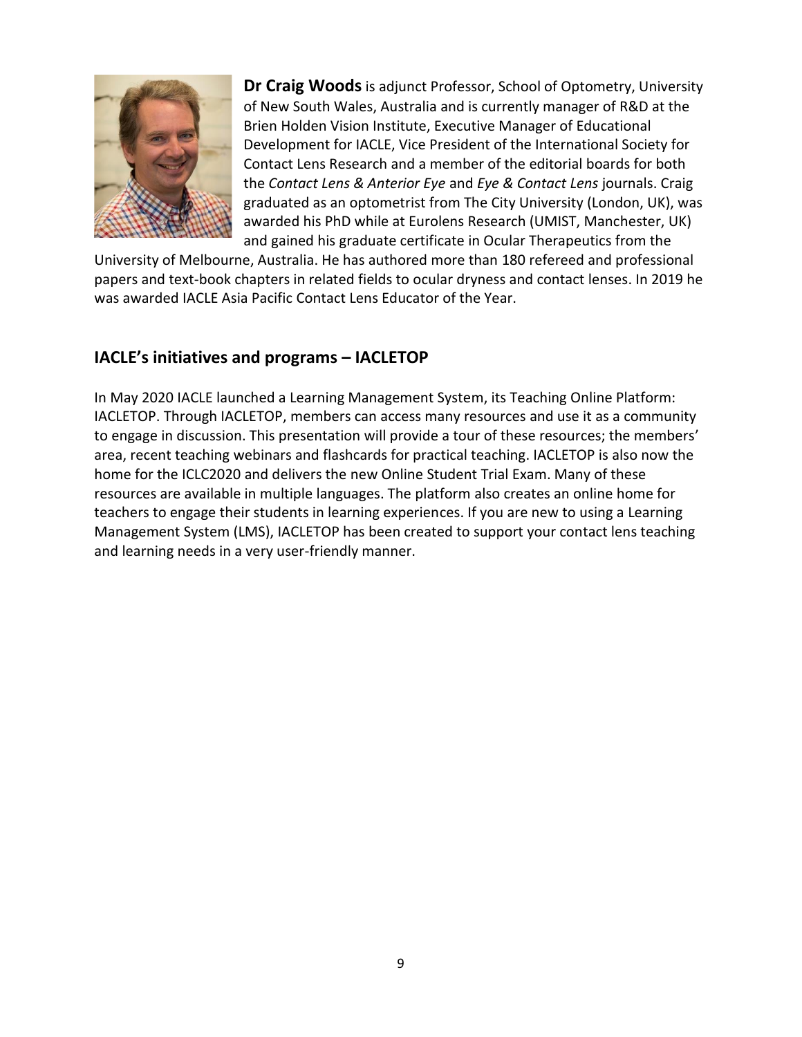**Dr Craig Woods** is adjunct Professor, School of Optometry, University of New South Wales, Australia and is currently manager of R&D at the Brien Holden Vision Institute, Executive Manager of Educational Development for IACLE, Vice President of the International Society for Contact Lens Research and a member of the editorial boards for both the *Contact Lens & Anterior Eye* and *Eye & Contact Lens* journals. Craig graduated as an optometrist from The City University (London, UK), was awarded his PhD while at Eurolens Research (UMIST, Manchester, UK) and gained his graduate certificate in Ocular Therapeutics from the University of Melbourne, Australia. He has authored more than 180 refereed and professional papers and text-book chapters in related fields to ocular dryness and contact lenses. In 2019 he was awarded IACLE Asia Pacific Contact Lens Educator of the Year.

## IACLE's initiatives and programs – IACLETOP

In May 2020 IACLE launched a Learning Management System, its Teaching Online Platform: IACLETOP. Through IACLETOP, members can access many resources and use it as a community to engage in discussion. This presentation will provide a tour of these resources; the members' area, recent teaching webinars and flashcards for practical teaching. IACLETOP is also now the home for the ICLC2020 and delivers the new Online Student Trial Exam. Many of these resources are available in multiple languages. The platform also creates an online home for teachers to engage their students in learning experiences. If you are new to using a Learning Management System (LMS), IACLETOP has been created to support your contact lens teaching and learning needs in a very user-friendly manner.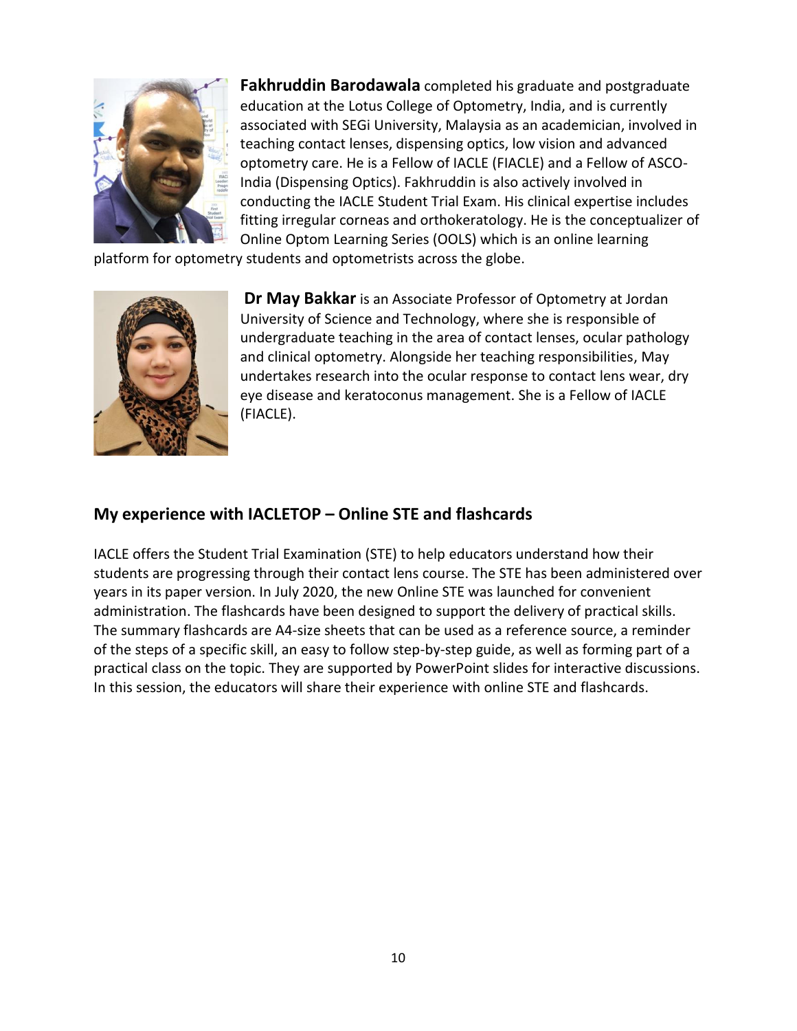**Fakhruddin Barodawala** completed his graduate and postgraduate education at the Lotus College of Optometry, India, and is currently associated with SEGi University, Malaysia as an academician, involved in teaching contact lenses, dispensing optics, low vision and advanced optometry care. He is a Fellow of IACLE (FIACLE) and a Fellow of ASCO-India (Dispensing Optics). Fakhruddin is also actively involved in conducting the IACLE Student Trial Exam. His clinical expertise includes fitting irregular corneas and orthokeratology. He is the conceptualizer of Online Optom Learning Series (OOLS) which is an online learning platform for optometry students and optometrists across the globe.

**Dr May Bakkar** is an Associate Professor of Optometry at Jordan University of Science and Technology, where she is responsible of undergraduate teaching in the area of contact lenses, ocular pathology and clinical optometry. Alongside her teaching responsibilities, May undertakes research into the ocular response to contact lens wear, dry eye disease and keratoconus management. She is a Fellow of IACLE (FIACLE).

## My experience with IACLETOP – Online STE and flashcards

IACLE offers the Student Trial Examination (STE) to help educators understand how their students are progressing through their contact lens course. The STE has been administered over years in its paper version. In July 2020, the new Online STE was launched for convenient administration. The flashcards have been designed to support the delivery of practical skills. The summary flashcards are A4-size sheets that can be used as a reference source, a reminder of the steps of a specific skill, an easy to follow step-by-step guide, as well as forming part of a practical class on the topic. They are supported by PowerPoint slides for interactive discussions. In this session, the educators will share their experience with online STE and flashcards.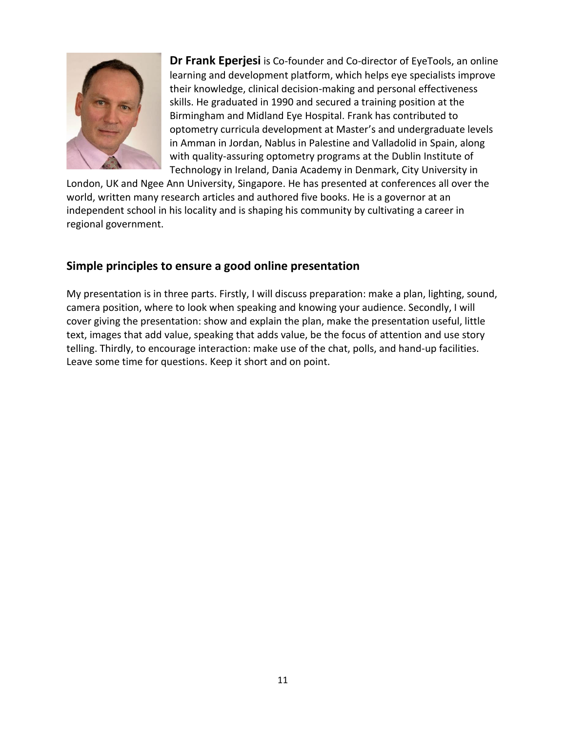**Dr Frank Eperjesi** is Co-founder and Co-director of EyeTools, an online learning and development platform, which helps eye specialists improve their knowledge, clinical decision-making and personal effectiveness skills. He graduated in 1990 and secured a training position at the Birmingham and Midland Eye Hospital. Frank has contributed to optometry curricula development at Master's and undergraduate levels in Amman in Jordan, Nablus in Palestine and Valladolid in Spain, along with quality-assuring optometry programs at the Dublin Institute of Technology in Ireland, Dania Academy in Denmark, City University in London, UK and Ngee Ann University, Singapore. He has presented at conferences all over the world, written many research articles and authored five books. He is a governor at an independent school in his locality and is shaping his community by cultivating a career in regional government.

## Simple principles to ensure a good online presentation

My presentation is in three parts. Firstly, I will discuss preparation: make a plan, lighting, sound, camera position, where to look when speaking and knowing your audience. Secondly, I will cover giving the presentation: show and explain the plan, make the presentation useful, little text, images that add value, speaking that adds value, be the focus of attention and use story telling. Thirdly, to encourage interaction: make use of the chat, polls, and hand-up facilities. Leave some time for questions. Keep it short and on point.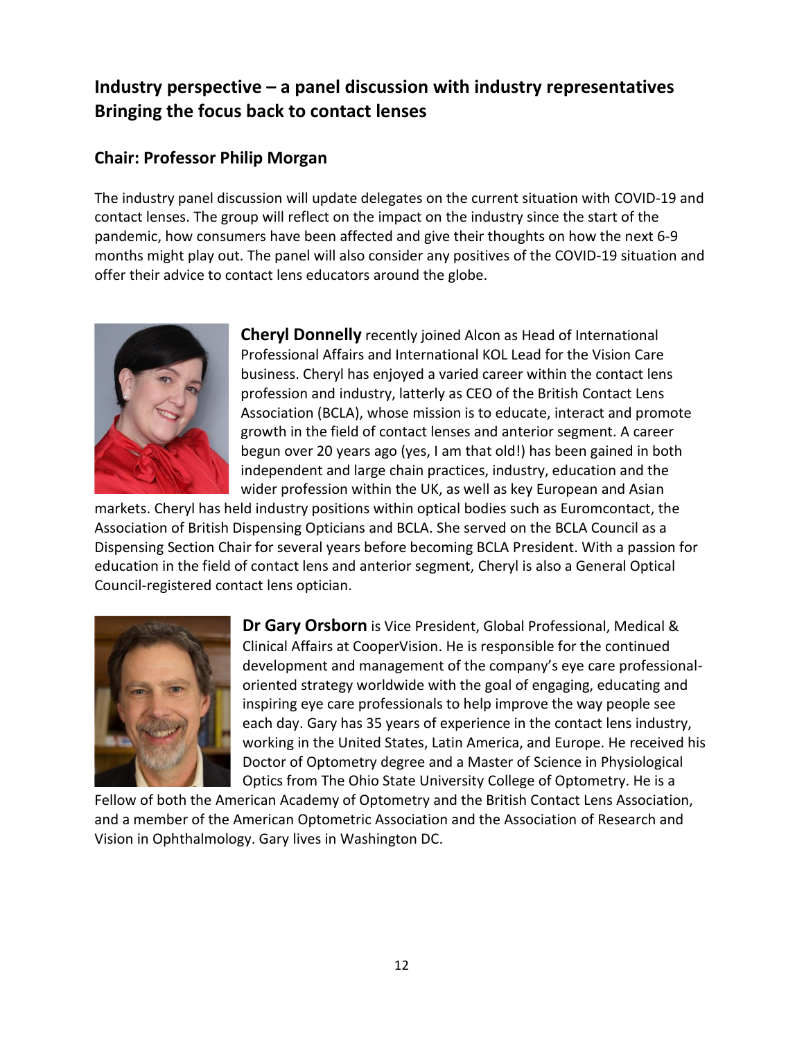## Industry perspective – a panel discussion with industry representatives Bringing the focus back to contact lenses

### Chair: Professor Philip Morgan

The industry panel discussion will update delegates on the current situation with COVID-19 and contact lenses. The group will reflect on the impact on the industry since the start of the pandemic, how consumers have been affected and give their thoughts on how the next 6-9 months might play out. The panel will also consider any positives of the COVID-19 situation and offer their advice to contact lens educators around the globe.

**Cheryl Donnelly** recently joined Alcon as Head of International Professional Affairs and International KOL Lead for the Vision Care business. Cheryl has enjoyed a varied career within the contact lens profession and industry, latterly as CEO of the British Contact Lens Association (BCLA), whose mission is to educate, interact and promote growth in the field of contact lenses and anterior segment. A career begun over 20 years ago (yes, I am that old!) has been gained in both independent and large chain practices, industry, education and the wider profession within the UK, as well as key European and Asian markets. Cheryl has held industry positions within optical bodies such as Euromcontact, the Association of British Dispensing Opticians and BCLA. She served on the BCLA Council as a Dispensing Section Chair for several years before becoming BCLA President. With a passion for education in the field of contact lens and anterior segment, Cheryl is also a General Optical Council-registered contact lens optician.

**Dr Gary Orsborn** is Vice President, Global Professional, Medical & Clinical Affairs at CooperVision. He is responsible for the continued development and management of the company's eye care professional-oriented strategy worldwide with the goal of engaging, educating and inspiring eye care professionals to help improve the way people see each day. Gary has 35 years of experience in the contact lens industry, working in the United States, Latin America, and Europe. He received his Doctor of Optometry degree and a Master of Science in Physiological Optics from The Ohio State University College of Optometry. He is a Fellow of both the American Academy of Optometry and the British Contact Lens Association, and a member of the American Optometric Association and the Association of Research and Vision in Ophthalmology. Gary lives in Washington DC.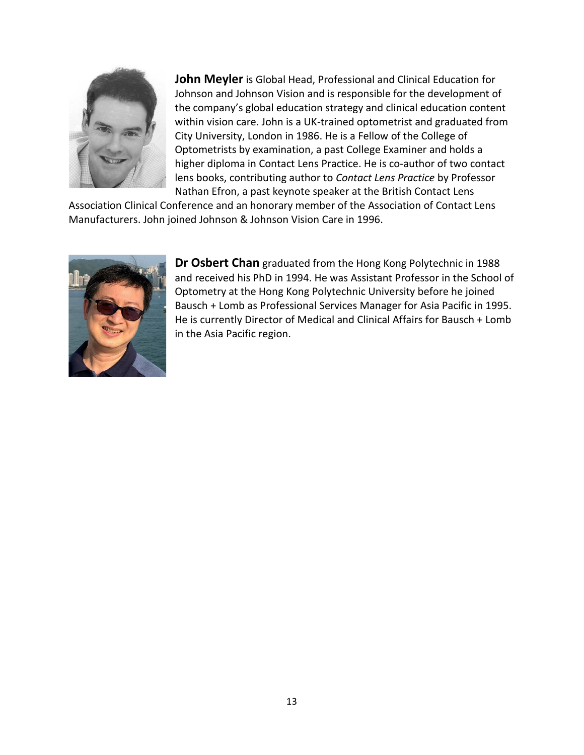**John Meyler** is Global Head, Professional and Clinical Education for Johnson and Johnson Vision and is responsible for the development of the company's global education strategy and clinical education content within vision care. John is a UK-trained optometrist and graduated from City University, London in 1986. He is a Fellow of the College of Optometrists by examination, a past College Examiner and holds a higher diploma in Contact Lens Practice. He is co-author of two contact lens books, contributing author to *Contact Lens Practice* by Professor Nathan Efron, a past keynote speaker at the British Contact Lens Association Clinical Conference and an honorary member of the Association of Contact Lens Manufacturers. John joined Johnson & Johnson Vision Care in 1996.

**Dr Osbert Chan** graduated from the Hong Kong Polytechnic in 1988 and received his PhD in 1994. He was Assistant Professor in the School of Optometry at the Hong Kong Polytechnic University before he joined Bausch + Lomb as Professional Services Manager for Asia Pacific in 1995. He is currently Director of Medical and Clinical Affairs for Bausch + Lomb in the Asia Pacific region.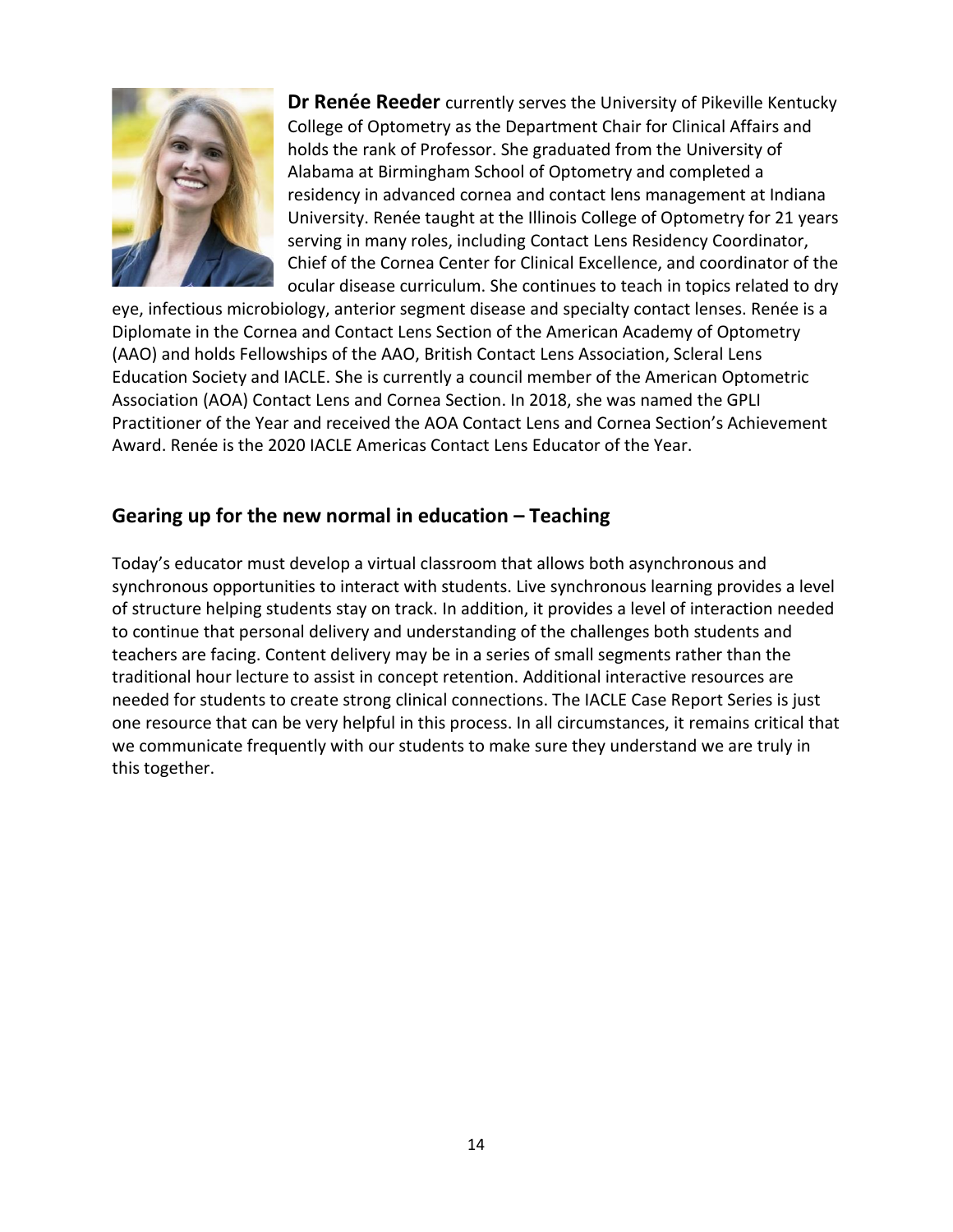**Dr Renée Reeder** currently serves the University of Pikeville Kentucky College of Optometry as the Department Chair for Clinical Affairs and holds the rank of Professor. She graduated from the University of Alabama at Birmingham School of Optometry and completed a residency in advanced cornea and contact lens management at Indiana University. Renée taught at the Illinois College of Optometry for 21 years serving in many roles, including Contact Lens Residency Coordinator, Chief of the Cornea Center for Clinical Excellence, and coordinator of the ocular disease curriculum. She continues to teach in topics related to dry eye, infectious microbiology, anterior segment disease and specialty contact lenses. Renée is a Diplomate in the Cornea and Contact Lens Section of the American Academy of Optometry (AAO) and holds Fellowships of the AAO, British Contact Lens Association, Scleral Lens Education Society and IACLE. She is currently a council member of the American Optometric Association (AOA) Contact Lens and Cornea Section. In 2018, she was named the GPLI Practitioner of the Year and received the AOA Contact Lens and Cornea Section's Achievement Award. Renée is the 2020 IACLE Americas Contact Lens Educator of the Year.

## Gearing up for the new normal in education – Teaching

Today's educator must develop a virtual classroom that allows both asynchronous and synchronous opportunities to interact with students. Live synchronous learning provides a level of structure helping students stay on track. In addition, it provides a level of interaction needed to continue that personal delivery and understanding of the challenges both students and teachers are facing. Content delivery may be in a series of small segments rather than the traditional hour lecture to assist in concept retention. Additional interactive resources are needed for students to create strong clinical connections. The IACLE Case Report Series is just one resource that can be very helpful in this process. In all circumstances, it remains critical that we communicate frequently with our students to make sure they understand we are truly in this together.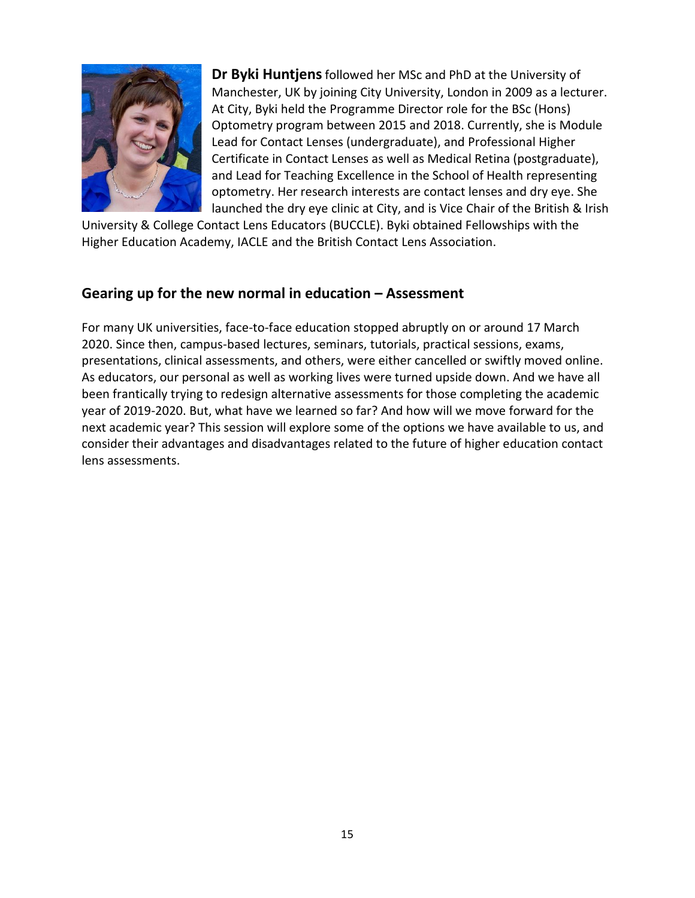**Dr Byki Huntjens** followed her MSc and PhD at the University of Manchester, UK by joining City University, London in 2009 as a lecturer. At City, Byki held the Programme Director role for the BSc (Hons) Optometry program between 2015 and 2018. Currently, she is Module Lead for Contact Lenses (undergraduate), and Professional Higher Certificate in Contact Lenses as well as Medical Retina (postgraduate), and Lead for Teaching Excellence in the School of Health representing optometry. Her research interests are contact lenses and dry eye. She launched the dry eye clinic at City, and is Vice Chair of the British & Irish University & College Contact Lens Educators (BUCCLE). Byki obtained Fellowships with the Higher Education Academy, IACLE and the British Contact Lens Association.

## Gearing up for the new normal in education – Assessment

For many UK universities, face-to-face education stopped abruptly on or around 17 March 2020. Since then, campus-based lectures, seminars, tutorials, practical sessions, exams, presentations, clinical assessments, and others, were either cancelled or swiftly moved online. As educators, our personal as well as working lives were turned upside down. And we have all been frantically trying to redesign alternative assessments for those completing the academic year of 2019-2020. But, what have we learned so far? And how will we move forward for the next academic year? This session will explore some of the options we have available to us, and consider their advantages and disadvantages related to the future of higher education contact lens assessments.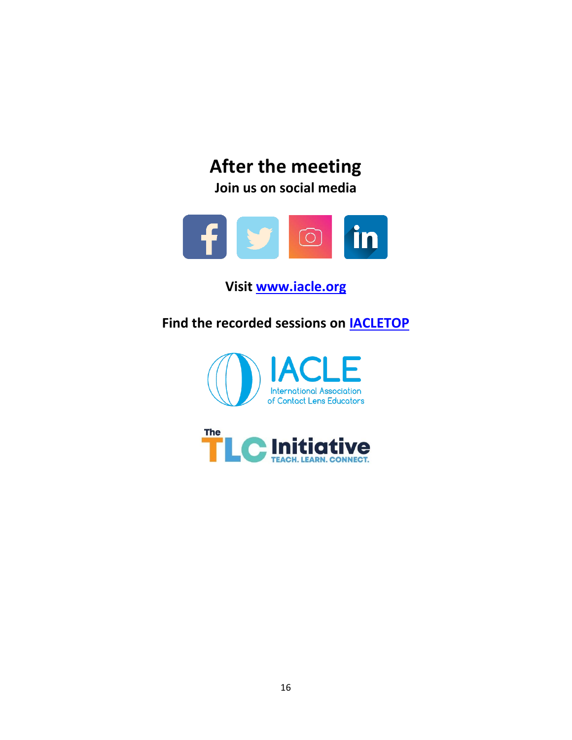# After the meeting

**Join us on social media**

**Visit [www.iacle.org](http://www.iacle.org)**

**Find the recorded sessions on [IACLETOP](IACLETOP)**